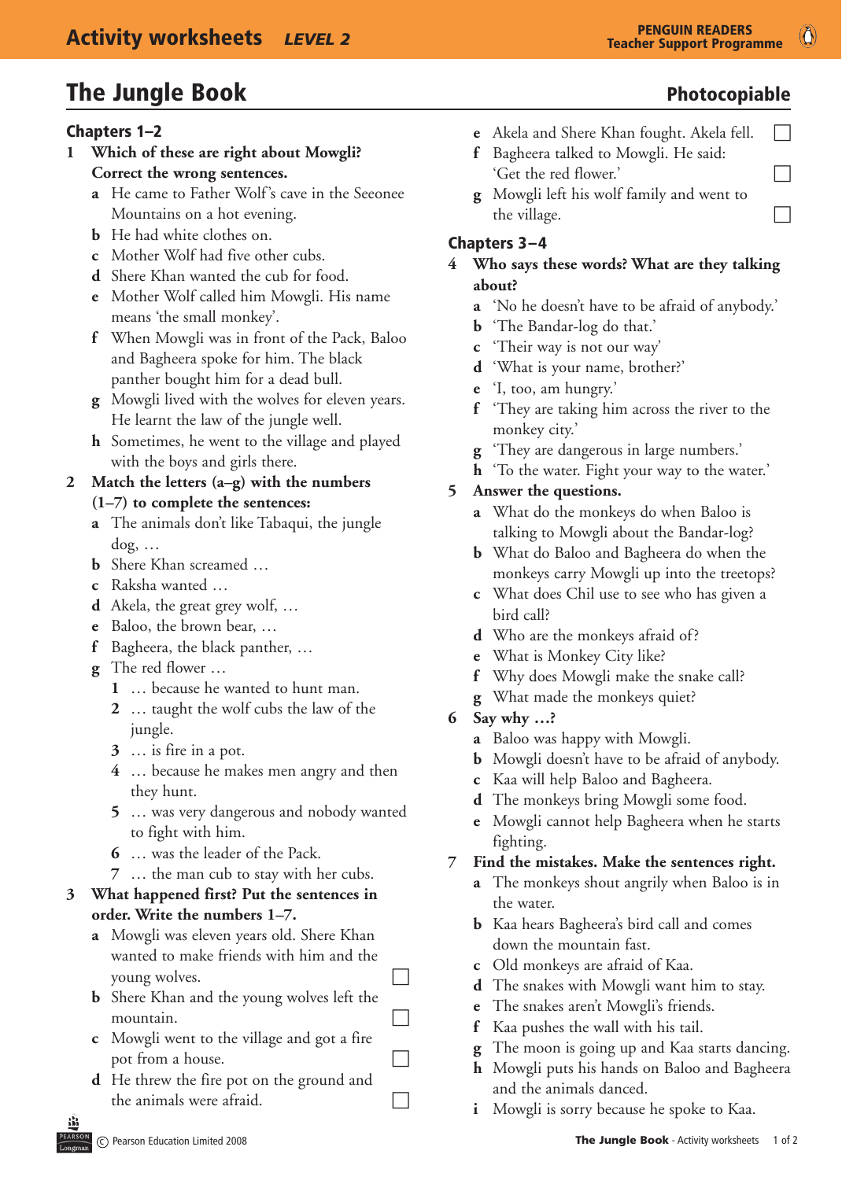# The Jungle Book

**Photocopiable**

## Chapters 1–2

**1 Which of these are right about Mowgli? Correct the wrong sentences.**

- **a** He came to Father Wolf's cave in the Seeonee Mountains on a hot evening.
- **b** He had white clothes on.
- **c** Mother Wolf had five other cubs.
- **d** Shere Khan wanted the cub for food.
- **e** Mother Wolf called him Mowgli. His name means 'the small monkey'.
- **f** When Mowgli was in front of the Pack, Baloo and Bagheera spoke for him. The black panther bought him for a dead bull.
- **g** Mowgli lived with the wolves for eleven years. He learnt the law of the jungle well.
- **h** Sometimes, he went to the village and played with the boys and girls there.

**2 Match the letters (a–g) with the numbers (1–7) to complete the sentences:**

- **a** The animals don't like Tabaqui, the jungle dog, …
- **b** Shere Khan screamed …
- **c** Raksha wanted …
- **d** Akela, the great grey wolf, …
- **e** Baloo, the brown bear, …
- **f** Bagheera, the black panther, …
- **g** The red flower …

1. … because he wanted to hunt man.
2. … taught the wolf cubs the law of the jungle.
3. … is fire in a pot.
4. … because he makes men angry and then they hunt.
5. … was very dangerous and nobody wanted to fight with him.
6. … was the leader of the Pack.
7. … the man cub to stay with her cubs.

**3 What happened first? Put the sentences in order. Write the numbers 1–7.**

- **a** Mowgli was eleven years old. Shere Khan wanted to make friends with him and the young wolves. ☐
- **b** Shere Khan and the young wolves left the mountain. ☐
- **c** Mowgli went to the village and got a fire pot from a house. ☐
- **d** He threw the fire pot on the ground and the animals were afraid. ☐
- **e** Akela and Shere Khan fought. Akela fell. ☐
- **f** Bagheera talked to Mowgli. He said: 'Get the red flower.' ☐
- **g** Mowgli left his wolf family and went to the village. ☐

## Chapters 3–4

**4 Who says these words? What are they talking about?**

- **a** 'No he doesn't have to be afraid of anybody.'
- **b** 'The Bandar-log do that.'
- **c** 'Their way is not our way'
- **d** 'What is your name, brother?'
- **e** 'I, too, am hungry.'
- **f** 'They are taking him across the river to the monkey city.'
- **g** 'They are dangerous in large numbers.'
- **h** 'To the water. Fight your way to the water.'

**5 Answer the questions.**

- **a** What do the monkeys do when Baloo is talking to Mowgli about the Bandar-log?
- **b** What do Baloo and Bagheera do when the monkeys carry Mowgli up into the treetops?
- **c** What does Chil use to see who has given a bird call?
- **d** Who are the monkeys afraid of?
- **e** What is Monkey City like?
- **f** Why does Mowgli make the snake call?
- **g** What made the monkeys quiet?

**6 Say why …?**

- **a** Baloo was happy with Mowgli.
- **b** Mowgli doesn't have to be afraid of anybody.
- **c** Kaa will help Baloo and Bagheera.
- **d** The monkeys bring Mowgli some food.
- **e** Mowgli cannot help Bagheera when he starts fighting.

**7 Find the mistakes. Make the sentences right.**

- **a** The monkeys shout angrily when Baloo is in the water.
- **b** Kaa hears Bagheera's bird call and comes down the mountain fast.
- **c** Old monkeys are afraid of Kaa.
- **d** The snakes with Mowgli want him to stay.
- **e** The snakes aren't Mowgli's friends.
- **f** Kaa pushes the wall with his tail.
- **g** The moon is going up and Kaa starts dancing.
- **h** Mowgli puts his hands on Baloo and Bagheera and the animals danced.
- **i** Mowgli is sorry because he spoke to Kaa.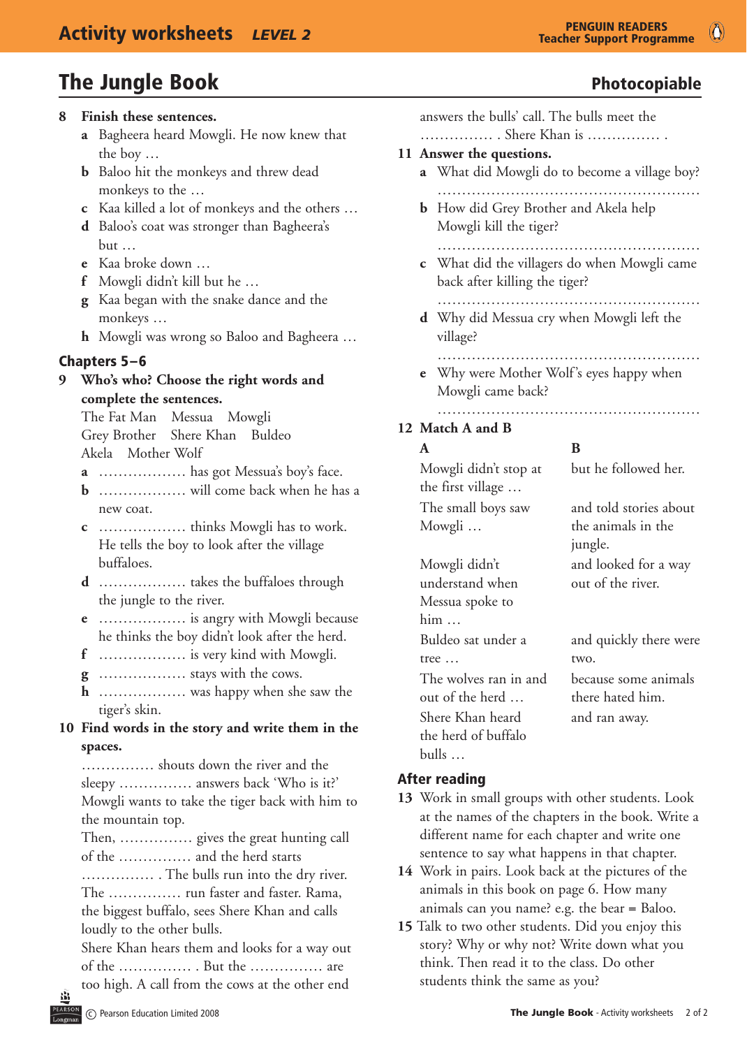# The Jungle Book

**Photocopiable**

**8 Finish these sentences.**

- **a** Bagheera heard Mowgli. He now knew that the boy …
- **b** Baloo hit the monkeys and threw dead monkeys to the …
- **c** Kaa killed a lot of monkeys and the others …
- **d** Baloo's coat was stronger than Bagheera's but …
- **e** Kaa broke down …
- **f** Mowgli didn't kill but he …
- **g** Kaa began with the snake dance and the monkeys …
- **h** Mowgli was wrong so Baloo and Bagheera …

## Chapters 5–6

**9 Who's who? Choose the right words and complete the sentences.**

The Fat Man Messua Mowgli
Grey Brother Shere Khan Buldeo
Akela Mother Wolf

- **a** ……………… has got Messua's boy's face.
- **b** ……………… will come back when he has a new coat.
- **c** ……………… thinks Mowgli has to work. He tells the boy to look after the village buffaloes.
- **d** ……………… takes the buffaloes through the jungle to the river.
- **e** ……………… is angry with Mowgli because he thinks the boy didn't look after the herd.
- **f** ……………… is very kind with Mowgli.
- **g** ……………… stays with the cows.
- **h** ……………… was happy when she saw the tiger's skin.

**10 Find words in the story and write them in the spaces.**

…………… shouts down the river and the sleepy …………… answers back 'Who is it?' Mowgli wants to take the tiger back with him to the mountain top.
Then, …………… gives the great hunting call of the …………… and the herd starts …………… . The bulls run into the dry river. The …………… run faster and faster. Rama, the biggest buffalo, sees Shere Khan and calls loudly to the other bulls.
Shere Khan hears them and looks for a way out of the …………… . But the …………… are too high. A call from the cows at the other end answers the bulls' call. The bulls meet the …………… . Shere Khan is …………… .

**11 Answer the questions.**

- **a** What did Mowgli do to become a village boy?
  ………………………………………………
- **b** How did Grey Brother and Akela help Mowgli kill the tiger?
  ………………………………………………
- **c** What did the villagers do when Mowgli came back after killing the tiger?
  ………………………………………………
- **d** Why did Messua cry when Mowgli left the village?
  ………………………………………………
- **e** Why were Mother Wolf's eyes happy when Mowgli came back?
  ………………………………………………

**12 Match A and B**

| A | B |
|---|---|
| Mowgli didn't stop at the first village … | but he followed her. |
| The small boys saw Mowgli … | and told stories about the animals in the jungle. |
| Mowgli didn't understand when Messua spoke to him … | and looked for a way out of the river. |
| Buldeo sat under a tree … | and quickly there were two. |
| The wolves ran in and out of the herd … | because some animals there hated him. |
| Shere Khan heard the herd of buffalo bulls … | and ran away. |

## After reading

**13** Work in small groups with other students. Look at the names of the chapters in the book. Write a different name for each chapter and write one sentence to say what happens in that chapter.

**14** Work in pairs. Look back at the pictures of the animals in this book on page 6. How many animals can you name? e.g. the bear = Baloo.

**15** Talk to two other students. Did you enjoy this story? Why or why not? Write down what you think. Then read it to the class. Do other students think the same as you?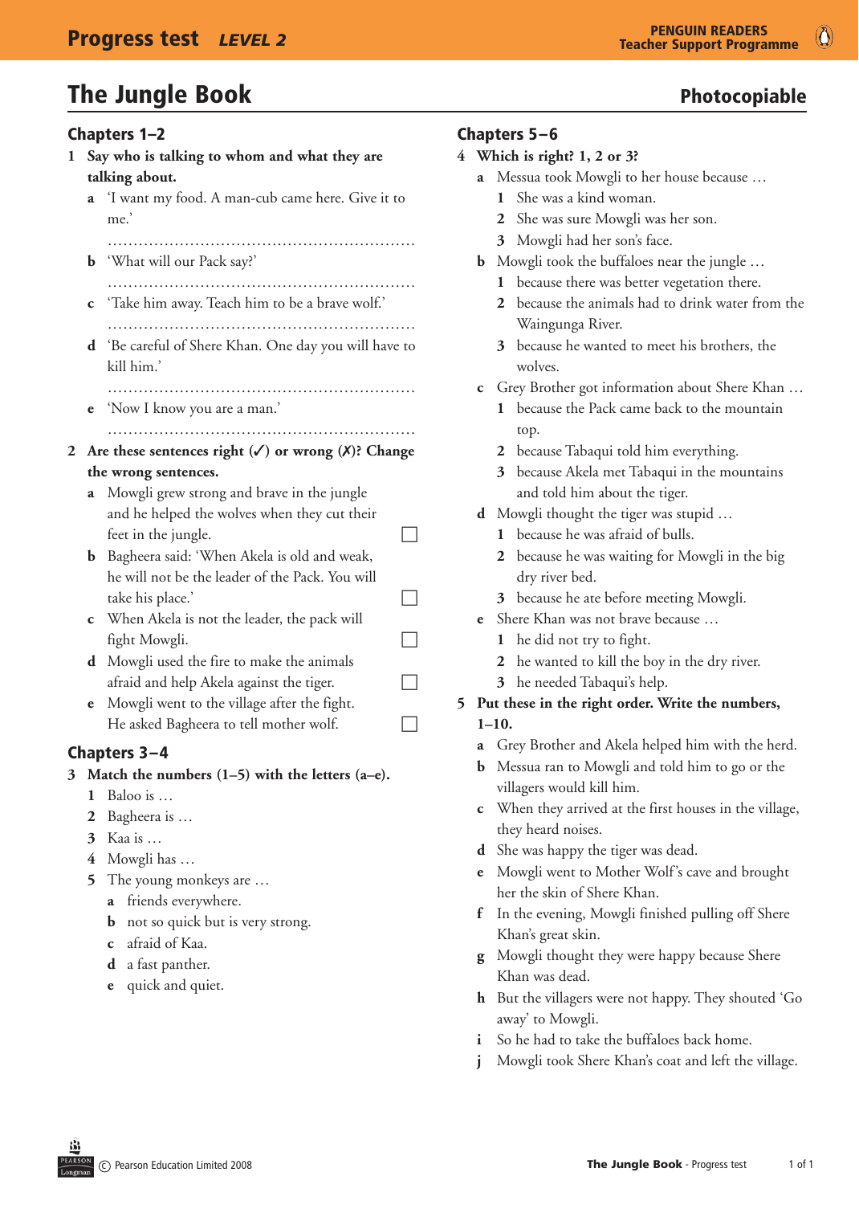# The Jungle Book

**Photocopiable**

## Chapters 1–2

**1 Say who is talking to whom and what they are talking about.**

a 'I want my food. A man-cub came here. Give it to me.'

.............................................................

b 'What will our Pack say?'

.............................................................

c 'Take him away. Teach him to be a brave wolf.'

.............................................................

d 'Be careful of Shere Khan. One day you will have to kill him.'

.............................................................

e 'Now I know you are a man.'

.............................................................

**2 Are these sentences right (✓) or wrong (✗)? Change the wrong sentences.**

a Mowgli grew strong and brave in the jungle and he helped the wolves when they cut their feet in the jungle. ☐

b Bagheera said: 'When Akela is old and weak, he will not be the leader of the Pack. You will take his place.' ☐

c When Akela is not the leader, the pack will fight Mowgli. ☐

d Mowgli used the fire to make the animals afraid and help Akela against the tiger. ☐

e Mowgli went to the village after the fight. He asked Bagheera to tell mother wolf. ☐

## Chapters 3–4

**3 Match the numbers (1–5) with the letters (a–e).**

1 Baloo is …
2 Bagheera is …
3 Kaa is …
4 Mowgli has …
5 The young monkeys are …

a friends everywhere.
b not so quick but is very strong.
c afraid of Kaa.
d a fast panther.
e quick and quiet.

## Chapters 5–6

**4 Which is right? 1, 2 or 3?**

a Messua took Mowgli to her house because …
1 She was a kind woman.
2 She was sure Mowgli was her son.
3 Mowgli had her son's face.

b Mowgli took the buffaloes near the jungle …
1 because there was better vegetation there.
2 because the animals had to drink water from the Waingunga River.
3 because he wanted to meet his brothers, the wolves.

c Grey Brother got information about Shere Khan …
1 because the Pack came back to the mountain top.
2 because Tabaqui told him everything.
3 because Akela met Tabaqui in the mountains and told him about the tiger.

d Mowgli thought the tiger was stupid …
1 because he was afraid of bulls.
2 because he was waiting for Mowgli in the big dry river bed.
3 because he ate before meeting Mowgli.

e Shere Khan was not brave because …
1 he did not try to fight.
2 he wanted to kill the boy in the dry river.
3 he needed Tabaqui's help.

**5 Put these in the right order. Write the numbers, 1–10.**

a Grey Brother and Akela helped him with the herd.
b Messua ran to Mowgli and told him to go or the villagers would kill him.
c When they arrived at the first houses in the village, they heard noises.
d She was happy the tiger was dead.
e Mowgli went to Mother Wolf's cave and brought her the skin of Shere Khan.
f In the evening, Mowgli finished pulling off Shere Khan's great skin.
g Mowgli thought they were happy because Shere Khan was dead.
h But the villagers were not happy. They shouted 'Go away' to Mowgli.
i So he had to take the buffaloes back home.
j Mowgli took Shere Khan's coat and left the village.

© Pearson Education Limited 2008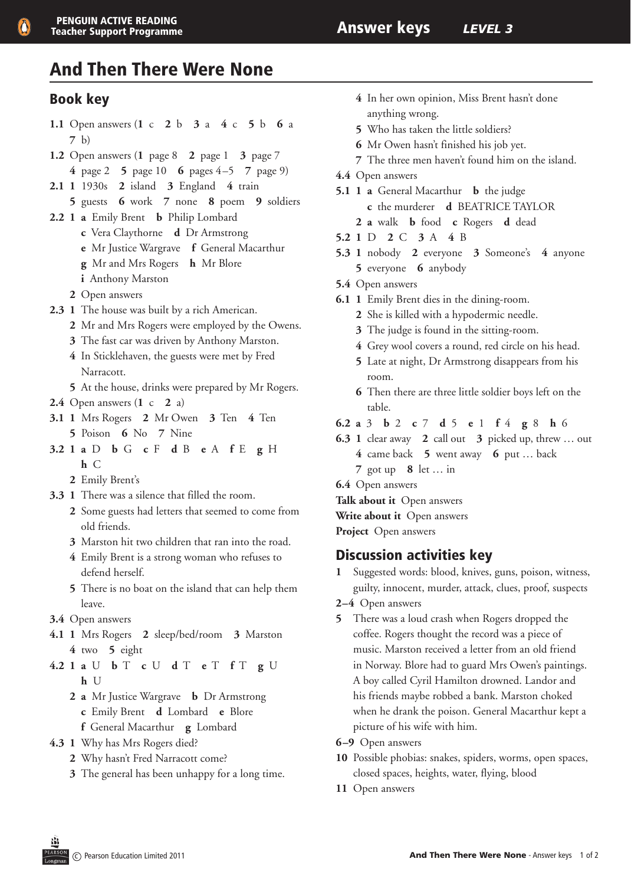# And Then There Were None

## Book key

**1.1** Open answers (**1** c **2** b **3** a **4** c **5** b **6** a **7** b)

**1.2** Open answers (**1** page 8 **2** page 1 **3** page 7 **4** page 2 **5** page 10 **6** pages 4–5 **7** page 9)

**2.1** **1** 1930s **2** island **3** England **4** train **5** guests **6** work **7** none **8** poem **9** soldiers

**2.2** **1** **a** Emily Brent **b** Philip Lombard **c** Vera Claythorne **d** Dr Armstrong **e** Mr Justice Wargrave **f** General Macarthur **g** Mr and Mrs Rogers **h** Mr Blore **i** Anthony Marston

**2** Open answers

**2.3** **1** The house was built by a rich American.

**2** Mr and Mrs Rogers were employed by the Owens.

**3** The fast car was driven by Anthony Marston.

**4** In Sticklehaven, the guests were met by Fred Narracott.

**5** At the house, drinks were prepared by Mr Rogers.

**2.4** Open answers (**1** c **2** a)

**3.1** **1** Mrs Rogers **2** Mr Owen **3** Ten **4** Ten **5** Poison **6** No **7** Nine

**3.2** **1** **a** D **b** G **c** F **d** B **e** A **f** E **g** H **h** C

**2** Emily Brent's

**3.3** **1** There was a silence that filled the room.

**2** Some guests had letters that seemed to come from old friends.

**3** Marston hit two children that ran into the road.

**4** Emily Brent is a strong woman who refuses to defend herself.

**5** There is no boat on the island that can help them leave.

**3.4** Open answers

**4.1** **1** Mrs Rogers **2** sleep/bed/room **3** Marston **4** two **5** eight

**4.2** **1** **a** U **b** T **c** U **d** T **e** T **f** T **g** U **h** U

**2** **a** Mr Justice Wargrave **b** Dr Armstrong **c** Emily Brent **d** Lombard **e** Blore **f** General Macarthur **g** Lombard

**4.3** **1** Why has Mrs Rogers died?

**2** Why hasn't Fred Narracott come?

**3** The general has been unhappy for a long time.

**4** In her own opinion, Miss Brent hasn't done anything wrong.

**5** Who has taken the little soldiers?

**6** Mr Owen hasn't finished his job yet.

**7** The three men haven't found him on the island.

**4.4** Open answers

**5.1** **1** **a** General Macarthur **b** the judge **c** the murderer **d** BEATRICE TAYLOR

**2** **a** walk **b** food **c** Rogers **d** dead

**5.2** **1** D **2** C **3** A **4** B

**5.3** **1** nobody **2** everyone **3** Someone's **4** anyone **5** everyone **6** anybody

**5.4** Open answers

**6.1** **1** Emily Brent dies in the dining-room.

**2** She is killed with a hypodermic needle.

**3** The judge is found in the sitting-room.

**4** Grey wool covers a round, red circle on his head.

**5** Late at night, Dr Armstrong disappears from his room.

**6** Then there are three little soldier boys left on the table.

**6.2** **a** 3 **b** 2 **c** 7 **d** 5 **e** 1 **f** 4 **g** 8 **h** 6

**6.3** **1** clear away **2** call out **3** picked up, threw … out **4** came back **5** went away **6** put … back **7** got up **8** let … in

**6.4** Open answers

**Talk about it** Open answers

**Write about it** Open answers

**Project** Open answers

## Discussion activities key

**1** Suggested words: blood, knives, guns, poison, witness, guilty, innocent, murder, attack, clues, proof, suspects

**2–4** Open answers

**5** There was a loud crash when Rogers dropped the coffee. Rogers thought the record was a piece of music. Marston received a letter from an old friend in Norway. Blore had to guard Mrs Owen's paintings. A boy called Cyril Hamilton drowned. Landor and his friends maybe robbed a bank. Marston choked when he drank the poison. General Macarthur kept a picture of his wife with him.

**6–9** Open answers

**10** Possible phobias: snakes, spiders, worms, open spaces, closed spaces, heights, water, flying, blood

**11** Open answers

© Pearson Education Limited 2011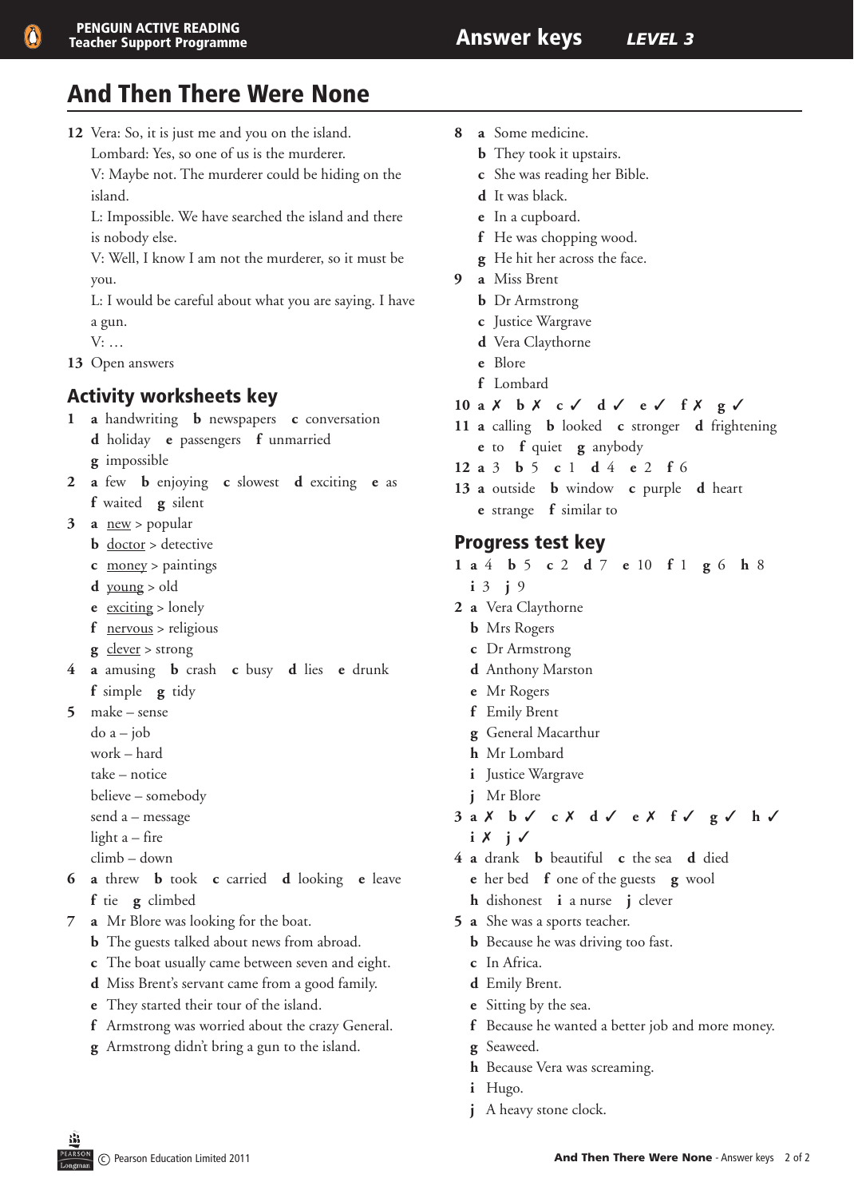# And Then There Were None

**12** Vera: So, it is just me and you on the island.
Lombard: Yes, so one of us is the murderer.
V: Maybe not. The murderer could be hiding on the island.
L: Impossible. We have searched the island and there is nobody else.
V: Well, I know I am not the murderer, so it must be you.
L: I would be careful about what you are saying. I have a gun.
V: …

**13** Open answers

## Activity worksheets key

**1** **a** handwriting **b** newspapers **c** conversation **d** holiday **e** passengers **f** unmarried **g** impossible

**2** **a** few **b** enjoying **c** slowest **d** exciting **e** as **f** waited **g** silent

**3** **a** new > popular
**b** doctor > detective
**c** money > paintings
**d** young > old
**e** exciting > lonely
**f** nervous > religious
**g** clever > strong

**4** **a** amusing **b** crash **c** busy **d** lies **e** drunk **f** simple **g** tidy

**5** make – sense
do a – job
work – hard
take – notice
believe – somebody
send a – message
light a – fire
climb – down

**6** **a** threw **b** took **c** carried **d** looking **e** leave **f** tie **g** climbed

**7** **a** Mr Blore was looking for the boat.
**b** The guests talked about news from abroad.
**c** The boat usually came between seven and eight.
**d** Miss Brent's servant came from a good family.
**e** They started their tour of the island.
**f** Armstrong was worried about the crazy General.
**g** Armstrong didn't bring a gun to the island.

**8** **a** Some medicine.
**b** They took it upstairs.
**c** She was reading her Bible.
**d** It was black.
**e** In a cupboard.
**f** He was chopping wood.
**g** He hit her across the face.

**9** **a** Miss Brent
**b** Dr Armstrong
**c** Justice Wargrave
**d** Vera Claythorne
**e** Blore
**f** Lombard

**10** **a** ✗ **b** ✗ **c** ✓ **d** ✓ **e** ✓ **f** ✗ **g** ✓

**11** **a** calling **b** looked **c** stronger **d** frightening **e** to **f** quiet **g** anybody

**12** **a** 3 **b** 5 **c** 1 **d** 4 **e** 2 **f** 6

**13** **a** outside **b** window **c** purple **d** heart **e** strange **f** similar to

## Progress test key

**1** **a** 4 **b** 5 **c** 2 **d** 7 **e** 10 **f** 1 **g** 6 **h** 8 **i** 3 **j** 9

**2** **a** Vera Claythorne
**b** Mrs Rogers
**c** Dr Armstrong
**d** Anthony Marston
**e** Mr Rogers
**f** Emily Brent
**g** General Macarthur
**h** Mr Lombard
**i** Justice Wargrave
**j** Mr Blore

**3** **a** ✗ **b** ✓ **c** ✗ **d** ✓ **e** ✗ **f** ✓ **g** ✓ **h** ✓ **i** ✗ **j** ✓

**4** **a** drank **b** beautiful **c** the sea **d** died **e** her bed **f** one of the guests **g** wool **h** dishonest **i** a nurse **j** clever

**5** **a** She was a sports teacher.
**b** Because he was driving too fast.
**c** In Africa.
**d** Emily Brent.
**e** Sitting by the sea.
**f** Because he wanted a better job and more money.
**g** Seaweed.
**h** Because Vera was screaming.
**i** Hugo.
**j** A heavy stone clock.

© Pearson Education Limited 2011